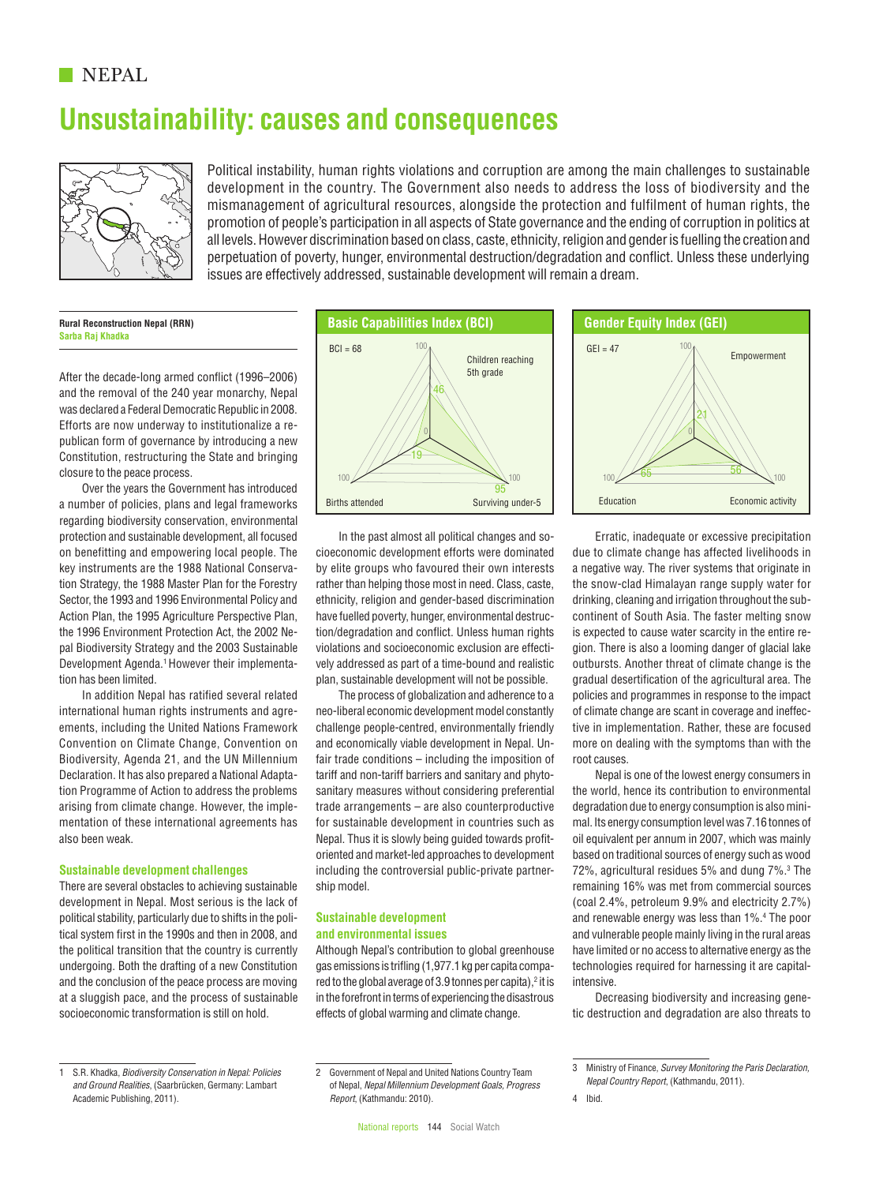NEPAL

# Unsustainability: causes and consequences

Political instability, human rights violations and corruption are among the main challenges to sustainable development in the country. The Government also needs to address the loss of biodiversity and the mismanagement of agricultural resources, alongside the protection and fulfilment of human rights, the promotion of people's participation in all aspects of State governance and the ending of corruption in politics at all levels. However discrimination based on class, caste, ethnicity, religion and gender is fuelling the creation and perpetuation of poverty, hunger, environmental destruction/degradation and conflict. Unless these underlying issues are effectively addressed, sustainable development will remain a dream.

**Rural Reconstruction Nepal (RRN)**
**Sarba Raj Khadka**

**Basic Capabilities Index (BCI)**

BCI = 68

| Indicator | Value |
| --- | --- |
| Children reaching 5th grade | 46 |
| Surviving under-5 | 95 |
| Births attended | 19 |

**Gender Equity Index (GEI)**

GEI = 47

| Indicator | Value |
| --- | --- |
| Empowerment | 21 |
| Economic activity | 56 |
| Education | 65 |

After the decade-long armed conflict (1996–2006) and the removal of the 240 year monarchy, Nepal was declared a Federal Democratic Republic in 2008. Efforts are now underway to institutionalize a republican form of governance by introducing a new Constitution, restructuring the State and bringing closure to the peace process.

Over the years the Government has introduced a number of policies, plans and legal frameworks regarding biodiversity conservation, environmental protection and sustainable development, all focused on benefitting and empowering local people. The key instruments are the 1988 National Conservation Strategy, the 1988 Master Plan for the Forestry Sector, the 1993 and 1996 Environmental Policy and Action Plan, the 1995 Agriculture Perspective Plan, the 1996 Environment Protection Act, the 2002 Nepal Biodiversity Strategy and the 2003 Sustainable Development Agenda.[1] However their implementation has been limited.

In addition Nepal has ratified several related international human rights instruments and agreements, including the United Nations Framework Convention on Climate Change, Convention on Biodiversity, Agenda 21, and the UN Millennium Declaration. It has also prepared a National Adaptation Programme of Action to address the problems arising from climate change. However, the implementation of these international agreements has also been weak.

### Sustainable development challenges

There are several obstacles to achieving sustainable development in Nepal. Most serious is the lack of political stability, particularly due to shifts in the political system first in the 1990s and then in 2008, and the political transition that the country is currently undergoing. Both the drafting of a new Constitution and the conclusion of the peace process are moving at a sluggish pace, and the process of sustainable socioeconomic transformation is still on hold.

In the past almost all political changes and socioeconomic development efforts were dominated by elite groups who favoured their own interests rather than helping those most in need. Class, caste, ethnicity, religion and gender-based discrimination have fuelled poverty, hunger, environmental destruction/degradation and conflict. Unless human rights violations and socioeconomic exclusion are effectively addressed as part of a time-bound and realistic plan, sustainable development will not be possible.

The process of globalization and adherence to a neo-liberal economic development model constantly challenge people-centred, environmentally friendly and economically viable development in Nepal. Unfair trade conditions – including the imposition of tariff and non-tariff barriers and sanitary and phytosanitary measures without considering preferential trade arrangements – are also counterproductive for sustainable development in countries such as Nepal. Thus it is slowly being guided towards profit-oriented and market-led approaches to development including the controversial public-private partnership model.

### Sustainable development and environmental issues

Although Nepal's contribution to global greenhouse gas emissions is trifling (1,977.1 kg per capita compared to the global average of 3.9 tonnes per capita),[2] it is in the forefront in terms of experiencing the disastrous effects of global warming and climate change.

Erratic, inadequate or excessive precipitation due to climate change has affected livelihoods in a negative way. The river systems that originate in the snow-clad Himalayan range supply water for drinking, cleaning and irrigation throughout the subcontinent of South Asia. The faster melting snow is expected to cause water scarcity in the entire region. There is also a looming danger of glacial lake outbursts. Another threat of climate change is the gradual desertification of the agricultural area. The policies and programmes in response to the impact of climate change are scant in coverage and ineffective in implementation. Rather, these are focused more on dealing with the symptoms than with the root causes.

Nepal is one of the lowest energy consumers in the world, hence its contribution to environmental degradation due to energy consumption is also minimal. Its energy consumption level was 7.16 tonnes of oil equivalent per annum in 2007, which was mainly based on traditional sources of energy such as wood 72%, agricultural residues 5% and dung 7%.[3] The remaining 16% was met from commercial sources (coal 2.4%, petroleum 9.9% and electricity 2.7%) and renewable energy was less than 1%.[4] The poor and vulnerable people mainly living in the rural areas have limited or no access to alternative energy as the technologies required for harnessing it are capital-intensive.

Decreasing biodiversity and increasing genetic destruction and degradation are also threats to

---

1 S.R. Khadka, *Biodiversity Conservation in Nepal: Policies and Ground Realities*, (Saarbrücken, Germany: Lambart Academic Publishing, 2011).

2 Government of Nepal and United Nations Country Team of Nepal, *Nepal Millennium Development Goals, Progress Report*, (Kathmandu: 2010).

3 Ministry of Finance, *Survey Monitoring the Paris Declaration, Nepal Country Report*, (Kathmandu, 2011).

4 Ibid.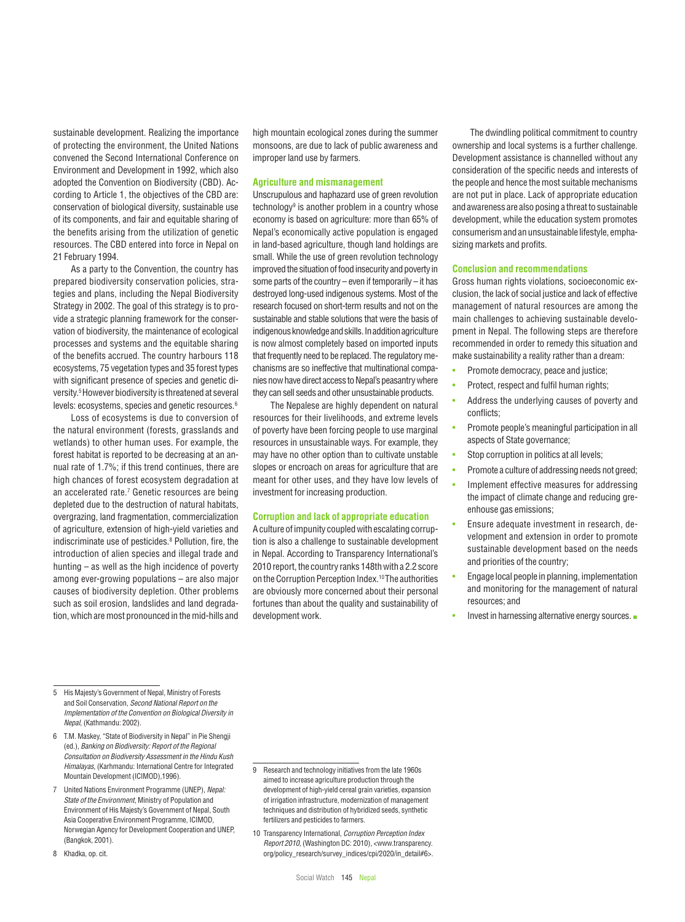sustainable development. Realizing the importance of protecting the environment, the United Nations convened the Second International Conference on Environment and Development in 1992, which also adopted the Convention on Biodiversity (CBD). According to Article 1, the objectives of the CBD are: conservation of biological diversity, sustainable use of its components, and fair and equitable sharing of the benefits arising from the utilization of genetic resources. The CBD entered into force in Nepal on 21 February 1994.

As a party to the Convention, the country has prepared biodiversity conservation policies, strategies and plans, including the Nepal Biodiversity Strategy in 2002. The goal of this strategy is to provide a strategic planning framework for the conservation of biodiversity, the maintenance of ecological processes and systems and the equitable sharing of the benefits accrued. The country harbours 118 ecosystems, 75 vegetation types and 35 forest types with significant presence of species and genetic diversity.[5] However biodiversity is threatened at several levels: ecosystems, species and genetic resources.[6]

Loss of ecosystems is due to conversion of the natural environment (forests, grasslands and wetlands) to other human uses. For example, the forest habitat is reported to be decreasing at an annual rate of 1.7%; if this trend continues, there are high chances of forest ecosystem degradation at an accelerated rate.[7] Genetic resources are being depleted due to the destruction of natural habitats, overgrazing, land fragmentation, commercialization of agriculture, extension of high-yield varieties and indiscriminate use of pesticides.[8] Pollution, fire, the introduction of alien species and illegal trade and hunting – as well as the high incidence of poverty among ever-growing populations – are also major causes of biodiversity depletion. Other problems such as soil erosion, landslides and land degradation, which are most pronounced in the mid-hills and high mountain ecological zones during the summer monsoons, are due to lack of public awareness and improper land use by farmers.

### Agriculture and mismanagement

Unscrupulous and haphazard use of green revolution technology[9] is another problem in a country whose economy is based on agriculture: more than 65% of Nepal's economically active population is engaged in land-based agriculture, though land holdings are small. While the use of green revolution technology improved the situation of food insecurity and poverty in some parts of the country – even if temporarily – it has destroyed long-used indigenous systems. Most of the research focused on short-term results and not on the sustainable and stable solutions that were the basis of indigenous knowledge and skills. In addition agriculture is now almost completely based on imported inputs that frequently need to be replaced. The regulatory mechanisms are so ineffective that multinational companies now have direct access to Nepal's peasantry where they can sell seeds and other unsustainable products.

The Nepalese are highly dependent on natural resources for their livelihoods, and extreme levels of poverty have been forcing people to use marginal resources in unsustainable ways. For example, they may have no other option than to cultivate unstable slopes or encroach on areas for agriculture that are meant for other uses, and they have low levels of investment for increasing production.

### Corruption and lack of appropriate education

A culture of impunity coupled with escalating corruption is also a challenge to sustainable development in Nepal. According to Transparency International's 2010 report, the country ranks 148th with a 2.2 score on the Corruption Perception Index.[10] The authorities are obviously more concerned about their personal fortunes than about the quality and sustainability of development work.

The dwindling political commitment to country ownership and local systems is a further challenge. Development assistance is channelled without any consideration of the specific needs and interests of the people and hence the most suitable mechanisms are not put in place. Lack of appropriate education and awareness are also posing a threat to sustainable development, while the education system promotes consumerism and an unsustainable lifestyle, emphasizing markets and profits.

### Conclusion and recommendations

Gross human rights violations, socioeconomic exclusion, the lack of social justice and lack of effective management of natural resources are among the main challenges to achieving sustainable development in Nepal. The following steps are therefore recommended in order to remedy this situation and make sustainability a reality rather than a dream:

- Promote democracy, peace and justice;
- Protect, respect and fulfil human rights;
- Address the underlying causes of poverty and conflicts;
- Promote people's meaningful participation in all aspects of State governance;
- Stop corruption in politics at all levels;
- Promote a culture of addressing needs not greed;
- Implement effective measures for addressing the impact of climate change and reducing greenhouse gas emissions;
- Ensure adequate investment in research, development and extension in order to promote sustainable development based on the needs and priorities of the country;
- Engage local people in planning, implementation and monitoring for the management of natural resources; and
- Invest in harnessing alternative energy sources. ■

---

5 His Majesty's Government of Nepal, Ministry of Forests and Soil Conservation, *Second National Report on the Implementation of the Convention on Biological Diversity in Nepal*, (Kathmandu: 2002).

6 T.M. Maskey, "State of Biodiversity in Nepal" in Pie Shengji (ed.), *Banking on Biodiversity: Report of the Regional Consultation on Biodiversity Assessment in the Hindu Kush Himalayas*, (Karhmandu: International Centre for Integrated Mountain Development (ICIMOD),1996).

7 United Nations Environment Programme (UNEP), *Nepal: State of the Environment*, Ministry of Population and Environment of His Majesty's Government of Nepal, South Asia Cooperative Environment Programme, ICIMOD, Norwegian Agency for Development Cooperation and UNEP, (Bangkok, 2001).

8 Khadka, op. cit.

9 Research and technology initiatives from the late 1960s aimed to increase agriculture production through the development of high-yield cereal grain varieties, expansion of irrigation infrastructure, modernization of management techniques and distribution of hybridized seeds, synthetic fertilizers and pesticides to farmers.

10 Transparency International, *Corruption Perception Index Report 2010*, (Washington DC: 2010), <www.transparency.org/policy_research/survey_indices/cpi/2020/in_detail#6>.